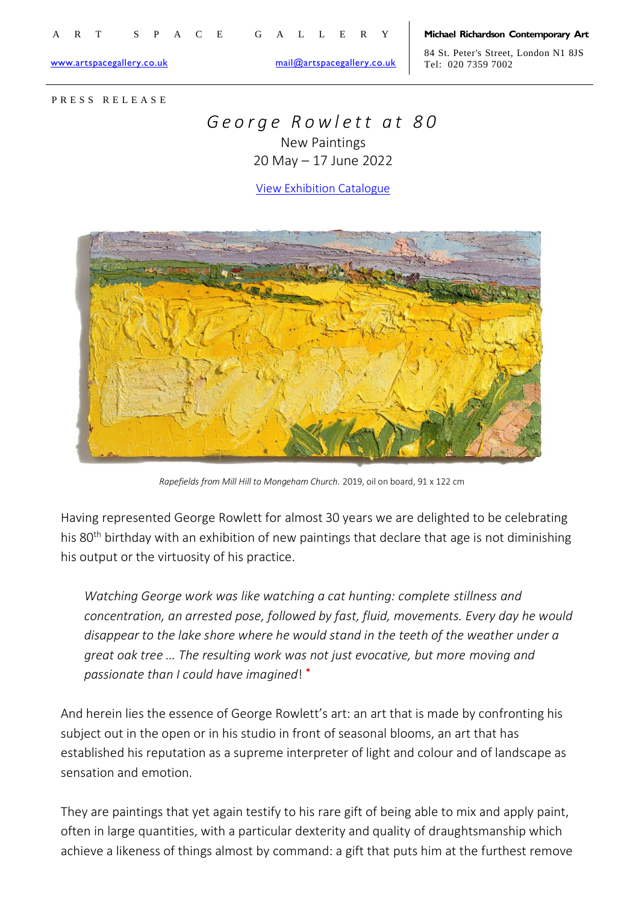A R T S P A C E G A L L E R Y

[www.artspacegallery.co.uk](http://www.artspacegallery.co.uk) [mail@artspacegallery.co.uk](mailto:mail@artspacegallery.co.uk)

**Michael Richardson Contemporary Art**

84 St. Peter's Street, London N1 8JS
Tel: 020 7359 7002

P R E S S R E L E A S E

# *George Rowlett at 80*

New Paintings
20 May – 17 June 2022

View Exhibition Catalogue

*Rapefields from Mill Hill to Mongeham Church.* 2019, oil on board, 91 x 122 cm

Having represented George Rowlett for almost 30 years we are delighted to be celebrating his 80th birthday with an exhibition of new paintings that declare that age is not diminishing his output or the virtuosity of his practice.

> *Watching George work was like watching a cat hunting: complete stillness and concentration, an arrested pose, followed by fast, fluid, movements. Every day he would disappear to the lake shore where he would stand in the teeth of the weather under a great oak tree … The resulting work was not just evocative, but more moving and passionate than I could have imagined*! *

And herein lies the essence of George Rowlett's art: an art that is made by confronting his subject out in the open or in his studio in front of seasonal blooms, an art that has established his reputation as a supreme interpreter of light and colour and of landscape as sensation and emotion.

They are paintings that yet again testify to his rare gift of being able to mix and apply paint, often in large quantities, with a particular dexterity and quality of draughtsmanship which achieve a likeness of things almost by command: a gift that puts him at the furthest remove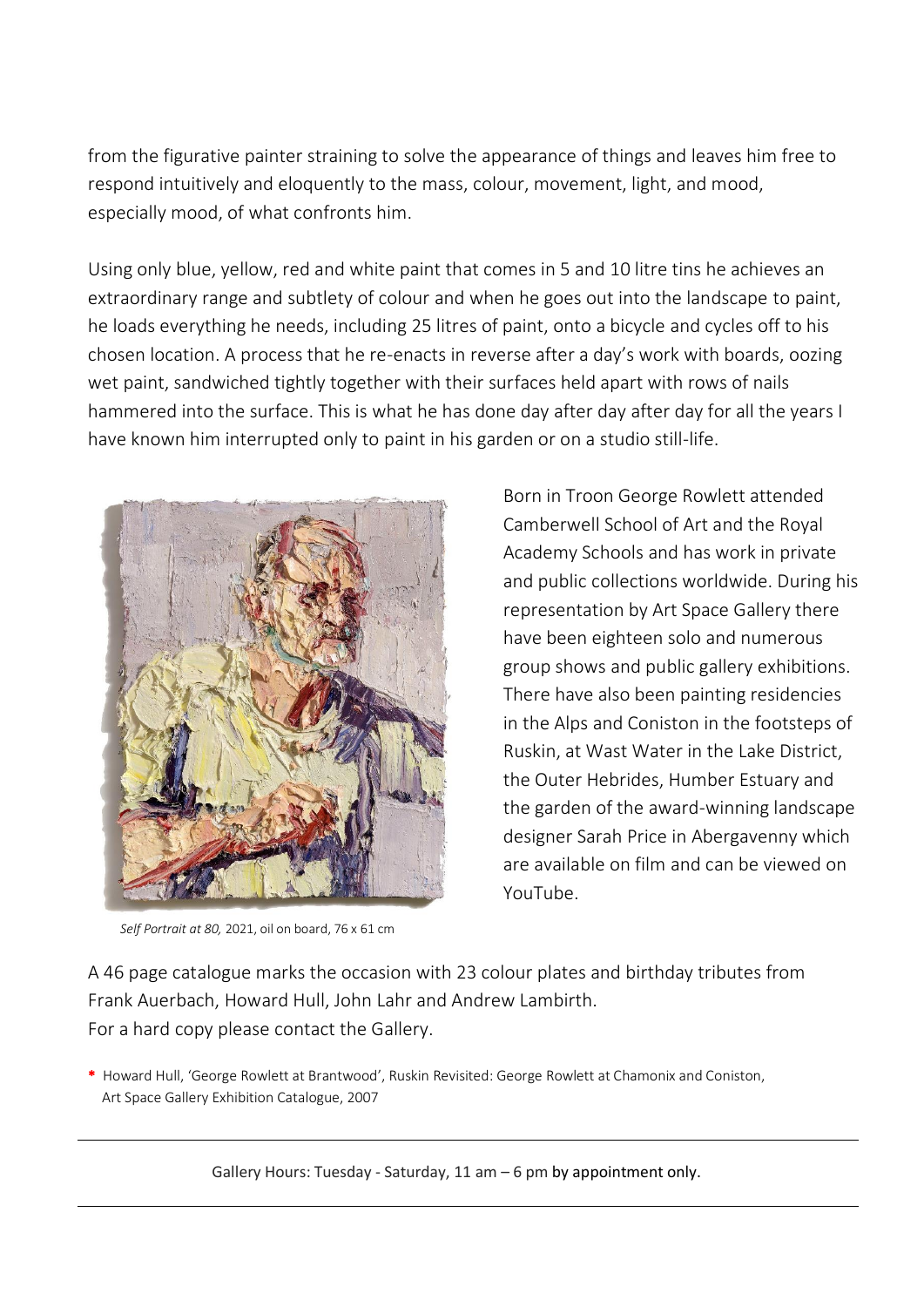from the figurative painter straining to solve the appearance of things and leaves him free to respond intuitively and eloquently to the mass, colour, movement, light, and mood, especially mood, of what confronts him.

Using only blue, yellow, red and white paint that comes in 5 and 10 litre tins he achieves an extraordinary range and subtlety of colour and when he goes out into the landscape to paint, he loads everything he needs, including 25 litres of paint, onto a bicycle and cycles off to his chosen location. A process that he re-enacts in reverse after a day's work with boards, oozing wet paint, sandwiched tightly together with their surfaces held apart with rows of nails hammered into the surface. This is what he has done day after day after day for all the years I have known him interrupted only to paint in his garden or on a studio still-life.

*Self Portrait at 80,* 2021, oil on board, 76 x 61 cm

Born in Troon George Rowlett attended Camberwell School of Art and the Royal Academy Schools and has work in private and public collections worldwide. During his representation by Art Space Gallery there have been eighteen solo and numerous group shows and public gallery exhibitions. There have also been painting residencies in the Alps and Coniston in the footsteps of Ruskin, at Wast Water in the Lake District, the Outer Hebrides, Humber Estuary and the garden of the award-winning landscape designer Sarah Price in Abergavenny which are available on film and can be viewed on YouTube.

A 46 page catalogue marks the occasion with 23 colour plates and birthday tributes from Frank Auerbach, Howard Hull, John Lahr and Andrew Lambirth.
For a hard copy please contact the Gallery.

* Howard Hull, 'George Rowlett at Brantwood', Ruskin Revisited: George Rowlett at Chamonix and Coniston, Art Space Gallery Exhibition Catalogue, 2007

Gallery Hours: Tuesday - Saturday, 11 am – 6 pm by appointment only.